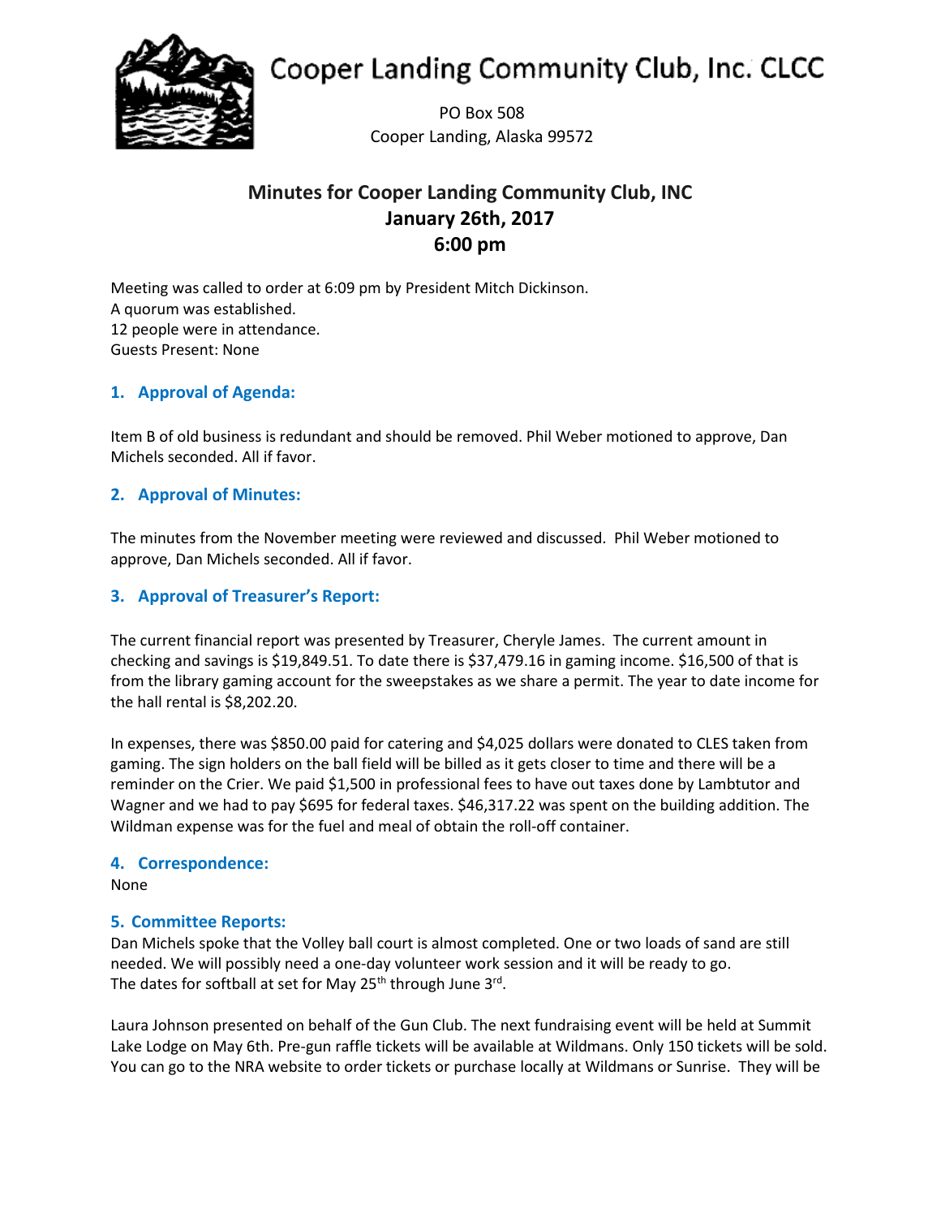# Cooper Landing Community Club, Inc. CLCC

PO Box 508
Cooper Landing, Alaska 99572

## Minutes for Cooper Landing Community Club, INC
## January 26th, 2017
## 6:00 pm

Meeting was called to order at 6:09 pm by President Mitch Dickinson.
A quorum was established.
12 people were in attendance.
Guests Present: None

### 1. Approval of Agenda:

Item B of old business is redundant and should be removed. Phil Weber motioned to approve, Dan Michels seconded. All if favor.

### 2. Approval of Minutes:

The minutes from the November meeting were reviewed and discussed. Phil Weber motioned to approve, Dan Michels seconded. All if favor.

### 3. Approval of Treasurer's Report:

The current financial report was presented by Treasurer, Cheryle James. The current amount in checking and savings is $19,849.51. To date there is $37,479.16 in gaming income. $16,500 of that is from the library gaming account for the sweepstakes as we share a permit. The year to date income for the hall rental is $8,202.20.

In expenses, there was $850.00 paid for catering and $4,025 dollars were donated to CLES taken from gaming. The sign holders on the ball field will be billed as it gets closer to time and there will be a reminder on the Crier. We paid $1,500 in professional fees to have out taxes done by Lambtutor and Wagner and we had to pay $695 for federal taxes. $46,317.22 was spent on the building addition. The Wildman expense was for the fuel and meal of obtain the roll-off container.

### 4. Correspondence:

None

### 5. Committee Reports:

Dan Michels spoke that the Volley ball court is almost completed. One or two loads of sand are still needed. We will possibly need a one-day volunteer work session and it will be ready to go.
The dates for softball at set for May 25th through June 3rd.

Laura Johnson presented on behalf of the Gun Club. The next fundraising event will be held at Summit Lake Lodge on May 6th. Pre-gun raffle tickets will be available at Wildmans. Only 150 tickets will be sold. You can go to the NRA website to order tickets or purchase locally at Wildmans or Sunrise. They will be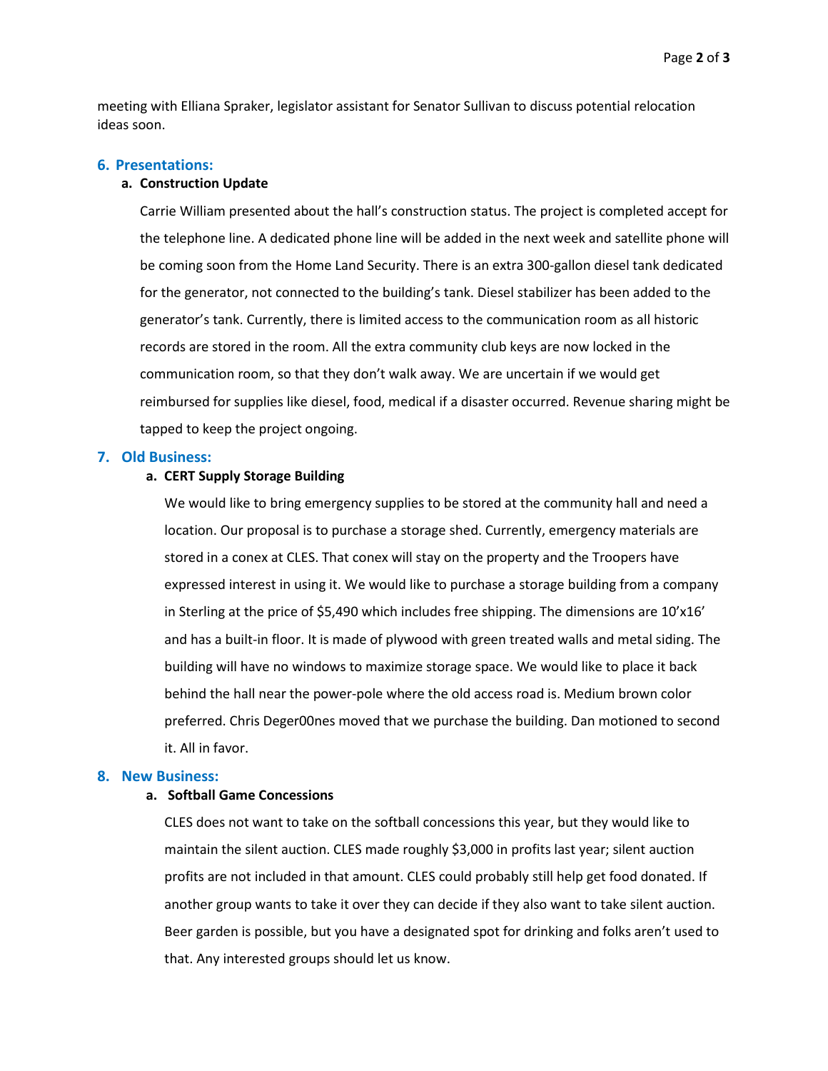meeting with Elliana Spraker, legislator assistant for Senator Sullivan to discuss potential relocation ideas soon.

## 6. Presentations:

### a. Construction Update

Carrie William presented about the hall's construction status. The project is completed accept for the telephone line. A dedicated phone line will be added in the next week and satellite phone will be coming soon from the Home Land Security. There is an extra 300-gallon diesel tank dedicated for the generator, not connected to the building's tank. Diesel stabilizer has been added to the generator's tank. Currently, there is limited access to the communication room as all historic records are stored in the room. All the extra community club keys are now locked in the communication room, so that they don't walk away. We are uncertain if we would get reimbursed for supplies like diesel, food, medical if a disaster occurred. Revenue sharing might be tapped to keep the project ongoing.

## 7. Old Business:

### a. CERT Supply Storage Building

We would like to bring emergency supplies to be stored at the community hall and need a location. Our proposal is to purchase a storage shed. Currently, emergency materials are stored in a conex at CLES. That conex will stay on the property and the Troopers have expressed interest in using it. We would like to purchase a storage building from a company in Sterling at the price of $5,490 which includes free shipping. The dimensions are 10'x16' and has a built-in floor. It is made of plywood with green treated walls and metal siding. The building will have no windows to maximize storage space. We would like to place it back behind the hall near the power-pole where the old access road is. Medium brown color preferred. Chris Deger00nes moved that we purchase the building. Dan motioned to second it. All in favor.

## 8. New Business:

### a. Softball Game Concessions

CLES does not want to take on the softball concessions this year, but they would like to maintain the silent auction. CLES made roughly $3,000 in profits last year; silent auction profits are not included in that amount. CLES could probably still help get food donated. If another group wants to take it over they can decide if they also want to take silent auction. Beer garden is possible, but you have a designated spot for drinking and folks aren't used to that. Any interested groups should let us know.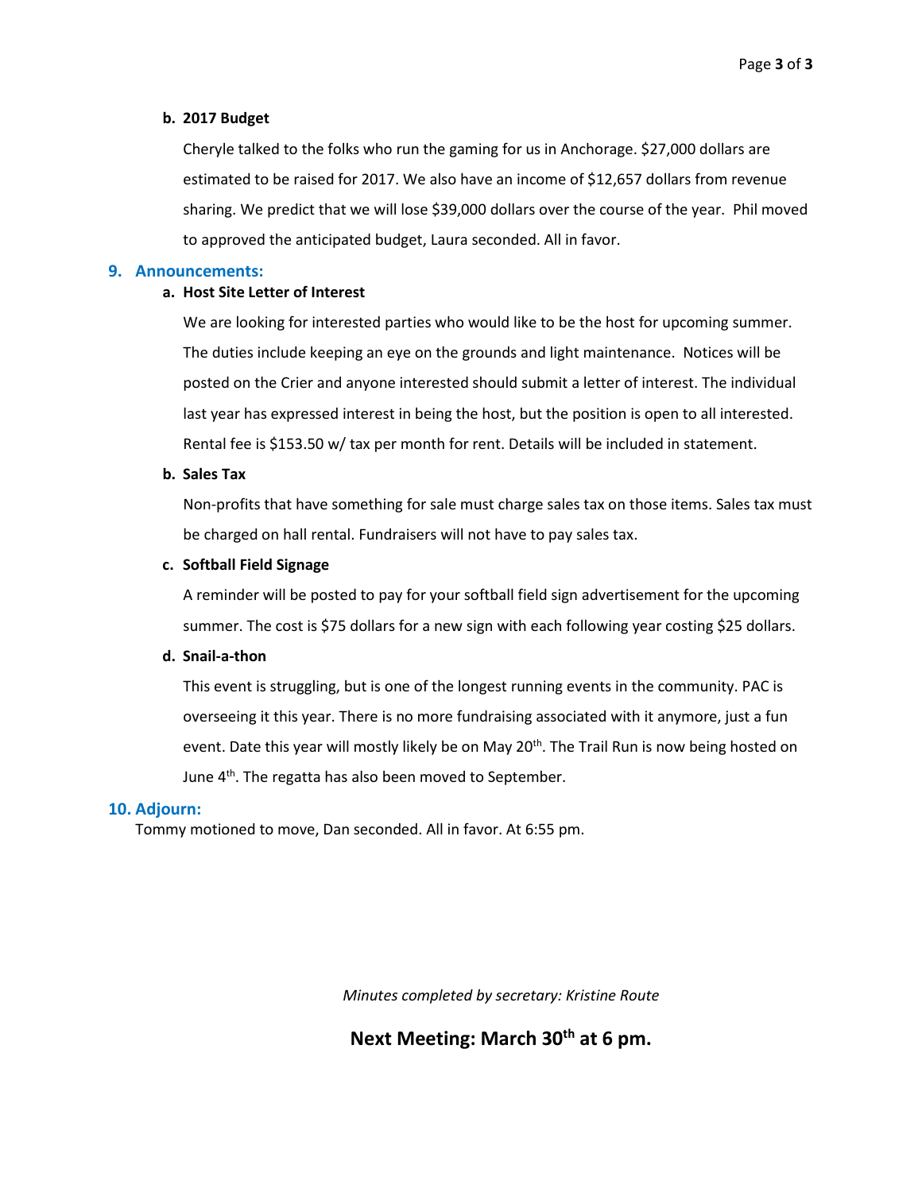**b. 2017 Budget**

Cheryle talked to the folks who run the gaming for us in Anchorage. $27,000 dollars are estimated to be raised for 2017. We also have an income of $12,657 dollars from revenue sharing. We predict that we will lose $39,000 dollars over the course of the year. Phil moved to approved the anticipated budget, Laura seconded. All in favor.

## 9. Announcements:

**a. Host Site Letter of Interest**

We are looking for interested parties who would like to be the host for upcoming summer. The duties include keeping an eye on the grounds and light maintenance. Notices will be posted on the Crier and anyone interested should submit a letter of interest. The individual last year has expressed interest in being the host, but the position is open to all interested. Rental fee is $153.50 w/ tax per month for rent. Details will be included in statement.

**b. Sales Tax**

Non-profits that have something for sale must charge sales tax on those items. Sales tax must be charged on hall rental. Fundraisers will not have to pay sales tax.

**c. Softball Field Signage**

A reminder will be posted to pay for your softball field sign advertisement for the upcoming summer. The cost is $75 dollars for a new sign with each following year costing $25 dollars.

**d. Snail-a-thon**

This event is struggling, but is one of the longest running events in the community. PAC is overseeing it this year. There is no more fundraising associated with it anymore, just a fun event. Date this year will mostly likely be on May 20th. The Trail Run is now being hosted on June 4th. The regatta has also been moved to September.

## 10. Adjourn:

Tommy motioned to move, Dan seconded. All in favor. At 6:55 pm.

*Minutes completed by secretary: Kristine Route*

**Next Meeting: March 30th at 6 pm.**